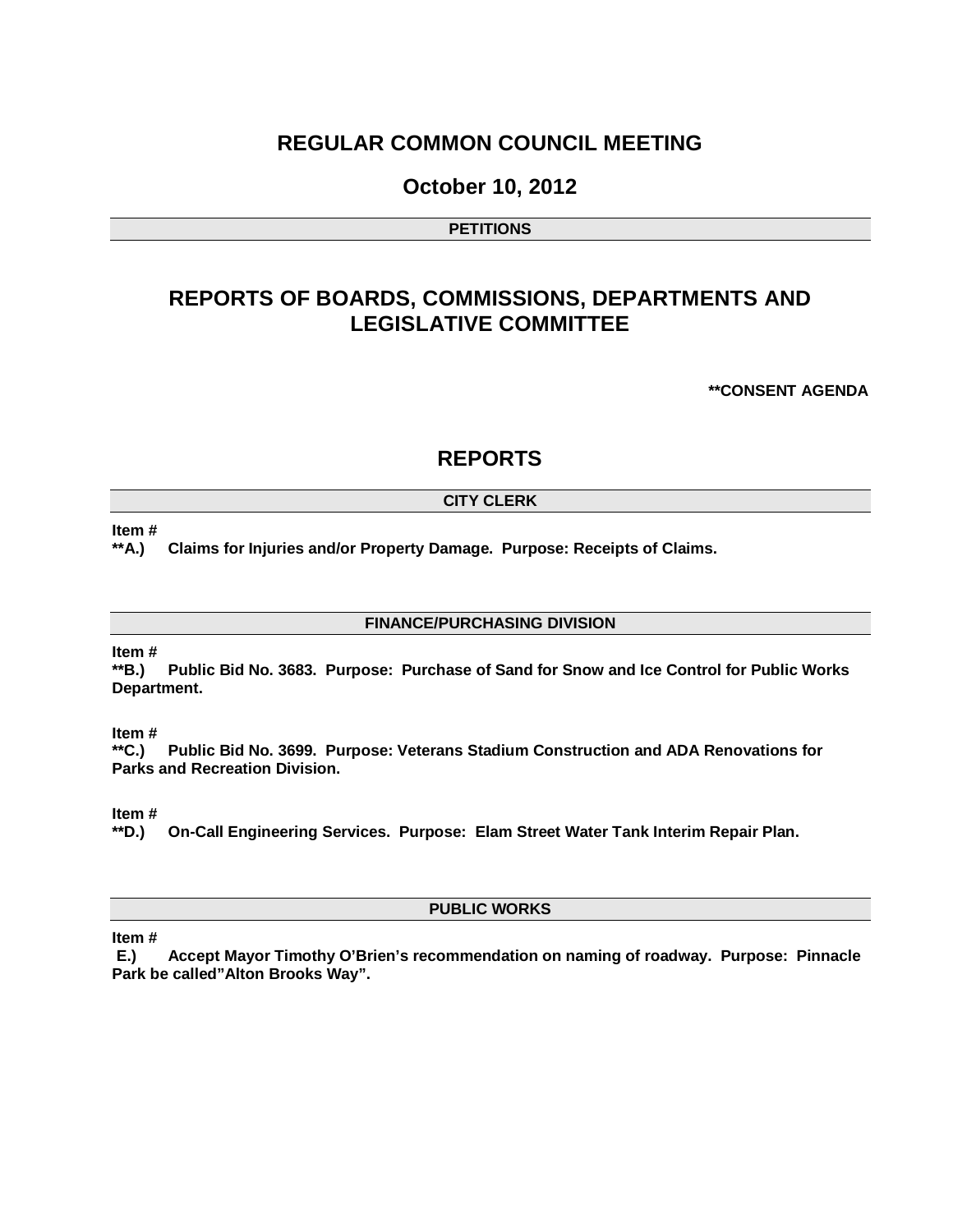# REGULAR COMMON COUNCIL MEETING

## October 10, 2012

### PETITIONS

# REPORTS OF BOARDS, COMMISSIONS, DEPARTMENTS AND LEGISLATIVE COMMITTEE

**\*\*CONSENT AGENDA**

# REPORTS

### CITY CLERK

**Item #**
**\*\*A.) Claims for Injuries and/or Property Damage. Purpose: Receipts of Claims.**

### FINANCE/PURCHASING DIVISION

**Item #**
**\*\*B.) Public Bid No. 3683. Purpose: Purchase of Sand for Snow and Ice Control for Public Works Department.**

**Item #**
**\*\*C.) Public Bid No. 3699. Purpose: Veterans Stadium Construction and ADA Renovations for Parks and Recreation Division.**

**Item #**
**\*\*D.) On-Call Engineering Services. Purpose: Elam Street Water Tank Interim Repair Plan.**

### PUBLIC WORKS

**Item #**
**E.) Accept Mayor Timothy O'Brien's recommendation on naming of roadway. Purpose: Pinnacle Park be called"Alton Brooks Way".**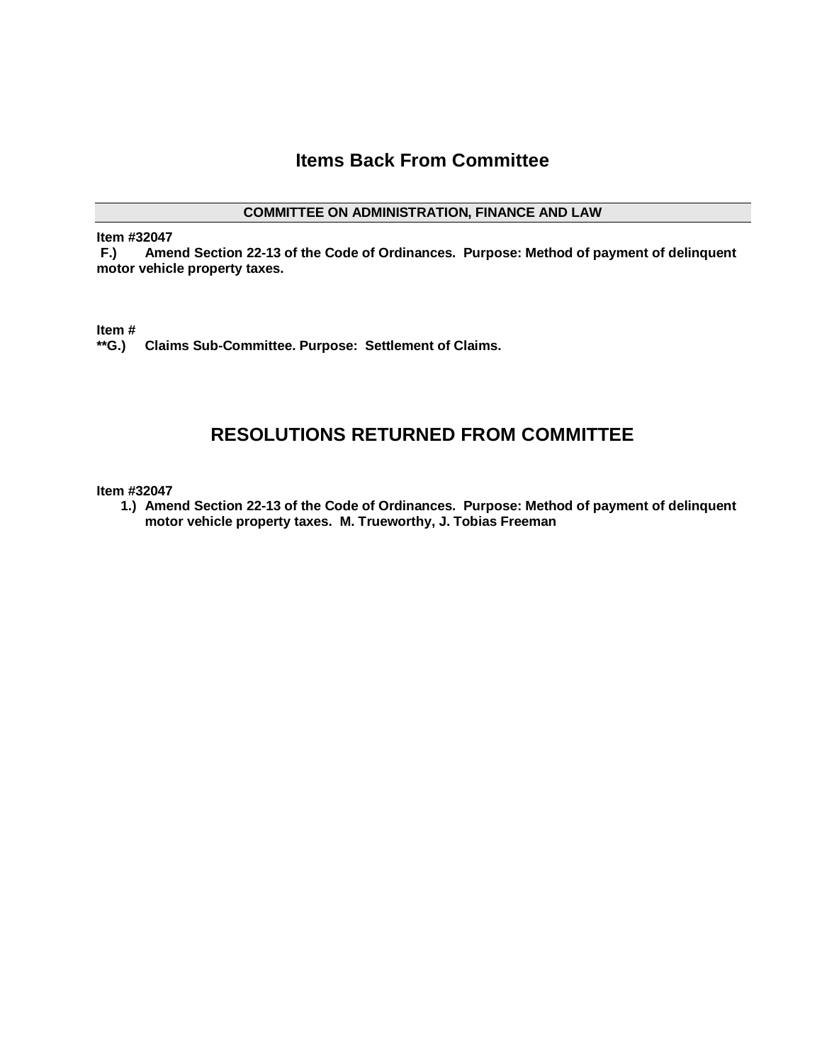## Items Back From Committee

**COMMITTEE ON ADMINISTRATION, FINANCE AND LAW**

**Item #32047**
**F.) Amend Section 22-13 of the Code of Ordinances. Purpose: Method of payment of delinquent motor vehicle property taxes.**

**Item #**
**\*\*G.) Claims Sub-Committee. Purpose: Settlement of Claims.**

## RESOLUTIONS RETURNED FROM COMMITTEE

**Item #32047**

1. **Amend Section 22-13 of the Code of Ordinances. Purpose: Method of payment of delinquent motor vehicle property taxes. M. Trueworthy, J. Tobias Freeman**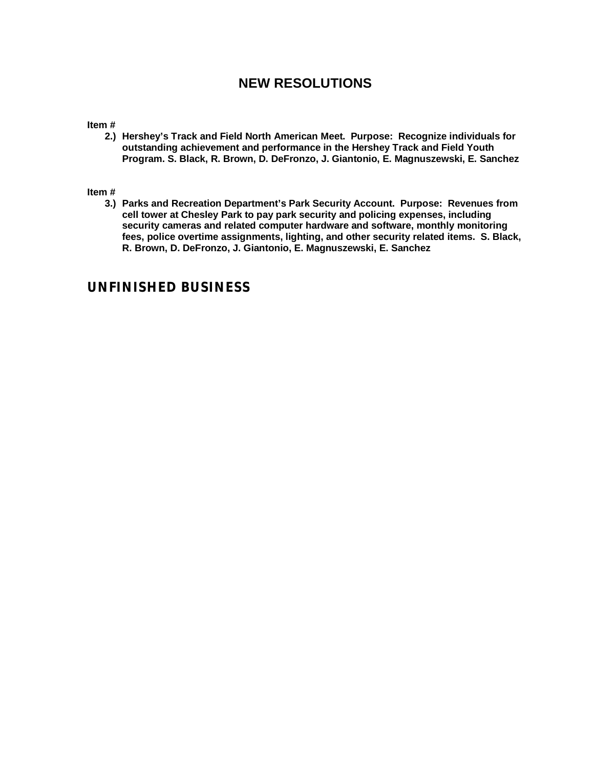## NEW RESOLUTIONS

**Item #**

**2.) Hershey's Track and Field North American Meet. Purpose: Recognize individuals for outstanding achievement and performance in the Hershey Track and Field Youth Program. S. Black, R. Brown, D. DeFronzo, J. Giantonio, E. Magnuszewski, E. Sanchez**

**Item #**

**3.) Parks and Recreation Department's Park Security Account. Purpose: Revenues from cell tower at Chesley Park to pay park security and policing expenses, including security cameras and related computer hardware and software, monthly monitoring fees, police overtime assignments, lighting, and other security related items. S. Black, R. Brown, D. DeFronzo, J. Giantonio, E. Magnuszewski, E. Sanchez**

## UNFINISHED BUSINESS